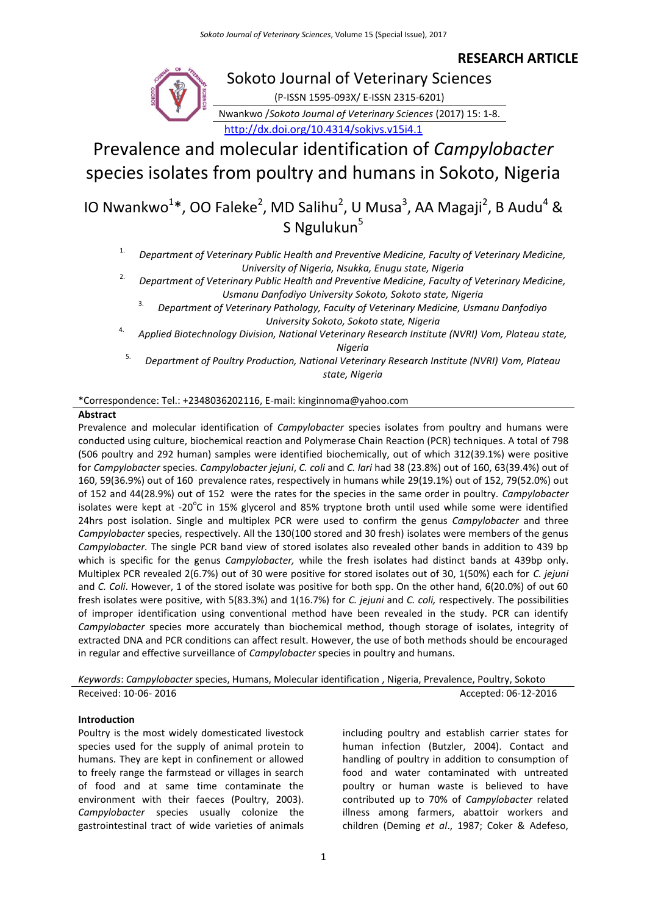**RESEARCH ARTICLE**

Sokoto Journal of Veterinary Sciences

(P-ISSN 1595-093X/ E-ISSN 2315-6201)

Nwankwo /*Sokoto Journal of Veterinary Sciences* (2017) 15: 1-8.

http://dx.doi.org/10.4314/sokjvs.v15i4.1

# Prevalence and molecular identification of *Campylobacter* species isolates from poultry and humans in Sokoto, Nigeria

IO Nwankwo[1]*, OO Faleke[2], MD Salihu[2], U Musa[3], AA Magaji[2], B Audu[4] & S Ngulukun[5]

1. *Department of Veterinary Public Health and Preventive Medicine, Faculty of Veterinary Medicine, University of Nigeria, Nsukka, Enugu state, Nigeria*
2. *Department of Veterinary Public Health and Preventive Medicine, Faculty of Veterinary Medicine, Usmanu Danfodiyo University Sokoto, Sokoto state, Nigeria*
3. *Department of Veterinary Pathology, Faculty of Veterinary Medicine, Usmanu Danfodiyo University Sokoto, Sokoto state, Nigeria*
4. *Applied Biotechnology Division, National Veterinary Research Institute (NVRI) Vom, Plateau state, Nigeria*
5. *Department of Poultry Production, National Veterinary Research Institute (NVRI) Vom, Plateau state, Nigeria*

*Correspondence: Tel.: +2348036202116, E-mail: kinginnoma@yahoo.com

## Abstract

Prevalence and molecular identification of *Campylobacter* species isolates from poultry and humans were conducted using culture, biochemical reaction and Polymerase Chain Reaction (PCR) techniques. A total of 798 (506 poultry and 292 human) samples were identified biochemically, out of which 312(39.1%) were positive for *Campylobacter* species. *Campylobacter jejuni*, *C. coli* and *C. lari* had 38 (23.8%) out of 160, 63(39.4%) out of 160, 59(36.9%) out of 160 prevalence rates, respectively in humans while 29(19.1%) out of 152, 79(52.0%) out of 152 and 44(28.9%) out of 152 were the rates for the species in the same order in poultry. *Campylobacter* isolates were kept at -20$^{o}$C in 15% glycerol and 85% tryptone broth until used while some were identified 24hrs post isolation. Single and multiplex PCR were used to confirm the genus *Campylobacter* and three *Campylobacter* species, respectively. All the 130(100 stored and 30 fresh) isolates were members of the genus *Campylobacter.* The single PCR band view of stored isolates also revealed other bands in addition to 439 bp which is specific for the genus *Campylobacter,* while the fresh isolates had distinct bands at 439bp only. Multiplex PCR revealed 2(6.7%) out of 30 were positive for stored isolates out of 30, 1(50%) each for *C. jejuni* and *C. Coli*. However, 1 of the stored isolate was positive for both spp. On the other hand, 6(20.0%) of out 60 fresh isolates were positive, with 5(83.3%) and 1(16.7%) for *C. jejuni* and *C. coli,* respectively. The possibilities of improper identification using conventional method have been revealed in the study. PCR can identify *Campylobacter* species more accurately than biochemical method, though storage of isolates, integrity of extracted DNA and PCR conditions can affect result. However, the use of both methods should be encouraged in regular and effective surveillance of *Campylobacter* species in poultry and humans.

*Keywords*: *Campylobacter* species, Humans, Molecular identification , Nigeria, Prevalence, Poultry, Sokoto

Received: 10-06- 2016 Accepted: 06-12-2016

## Introduction

Poultry is the most widely domesticated livestock species used for the supply of animal protein to humans. They are kept in confinement or allowed to freely range the farmstead or villages in search of food and at same time contaminate the environment with their faeces (Poultry, 2003). *Campylobacter* species usually colonize the gastrointestinal tract of wide varieties of animals including poultry and establish carrier states for human infection (Butzler, 2004). Contact and handling of poultry in addition to consumption of food and water contaminated with untreated poultry or human waste is believed to have contributed up to 70% of *Campylobacter* related illness among farmers, abattoir workers and children (Deming *et al*., 1987; Coker & Adefeso,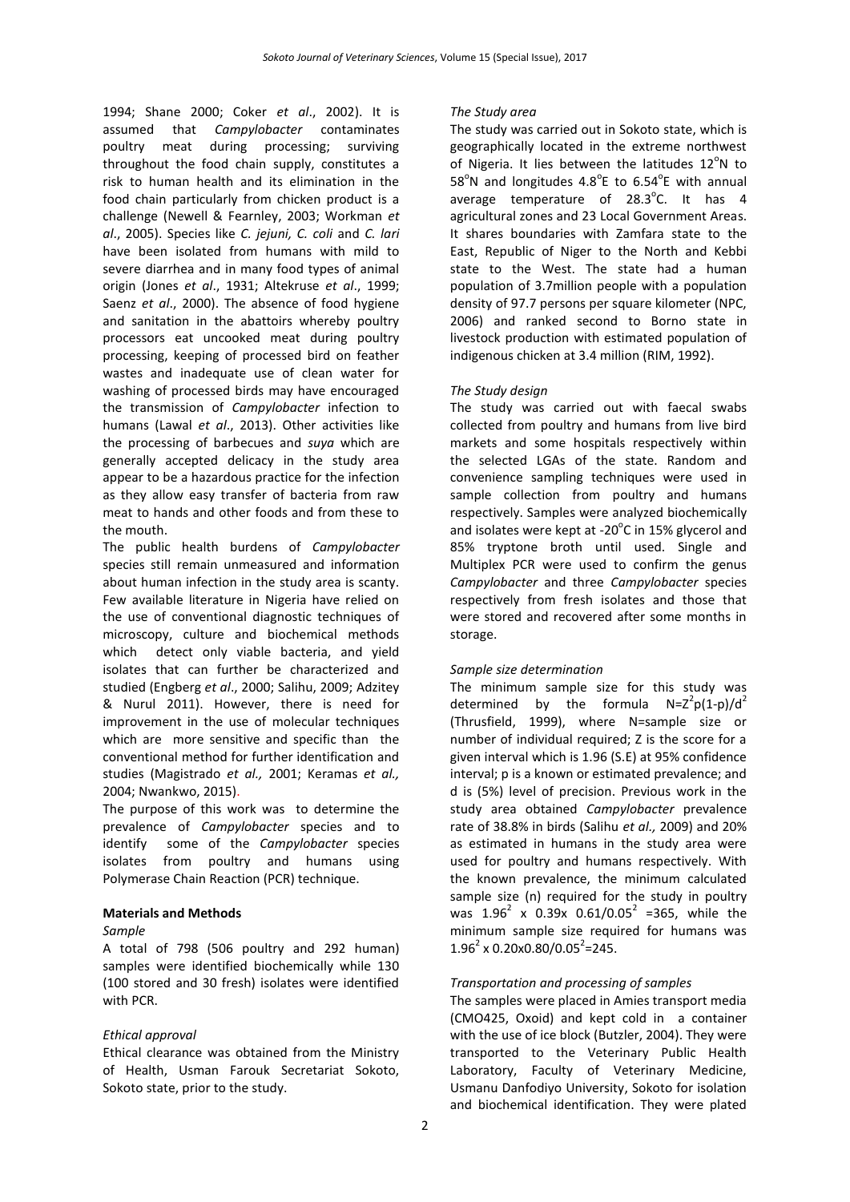1994; Shane 2000; Coker *et al*., 2002). It is assumed that *Campylobacter* contaminates poultry meat during processing; surviving throughout the food chain supply, constitutes a risk to human health and its elimination in the food chain particularly from chicken product is a challenge (Newell & Fearnley, 2003; Workman *et al*., 2005). Species like *C. jejuni, C. coli* and *C. lari* have been isolated from humans with mild to severe diarrhea and in many food types of animal origin (Jones *et al*., 1931; Altekruse *et al*., 1999; Saenz *et al*., 2000). The absence of food hygiene and sanitation in the abattoirs whereby poultry processors eat uncooked meat during poultry processing, keeping of processed bird on feather wastes and inadequate use of clean water for washing of processed birds may have encouraged the transmission of *Campylobacter* infection to humans (Lawal *et al*., 2013). Other activities like the processing of barbecues and *suya* which are generally accepted delicacy in the study area appear to be a hazardous practice for the infection as they allow easy transfer of bacteria from raw meat to hands and other foods and from these to the mouth.

The public health burdens of *Campylobacter* species still remain unmeasured and information about human infection in the study area is scanty. Few available literature in Nigeria have relied on the use of conventional diagnostic techniques of microscopy, culture and biochemical methods which detect only viable bacteria, and yield isolates that can further be characterized and studied (Engberg *et al*., 2000; Salihu, 2009; Adzitey & Nurul 2011). However, there is need for improvement in the use of molecular techniques which are more sensitive and specific than the conventional method for further identification and studies (Magistrado *et al.,* 2001; Keramas *et al.,* 2004; Nwankwo, 2015).

The purpose of this work was to determine the prevalence of *Campylobacter* species and to identify some of the *Campylobacter* species isolates from poultry and humans using Polymerase Chain Reaction (PCR) technique.

## Materials and Methods

*Sample*

A total of 798 (506 poultry and 292 human) samples were identified biochemically while 130 (100 stored and 30 fresh) isolates were identified with PCR.

*Ethical approval*

Ethical clearance was obtained from the Ministry of Health, Usman Farouk Secretariat Sokoto, Sokoto state, prior to the study.

*The Study area*

The study was carried out in Sokoto state, which is geographically located in the extreme northwest of Nigeria. It lies between the latitudes 12°N to 58°N and longitudes 4.8°E to 6.54°E with annual average temperature of 28.3°C. It has 4 agricultural zones and 23 Local Government Areas. It shares boundaries with Zamfara state to the East, Republic of Niger to the North and Kebbi state to the West. The state had a human population of 3.7million people with a population density of 97.7 persons per square kilometer (NPC, 2006) and ranked second to Borno state in livestock production with estimated population of indigenous chicken at 3.4 million (RIM, 1992).

*The Study design*

The study was carried out with faecal swabs collected from poultry and humans from live bird markets and some hospitals respectively within the selected LGAs of the state. Random and convenience sampling techniques were used in sample collection from poultry and humans respectively. Samples were analyzed biochemically and isolates were kept at -20°C in 15% glycerol and 85% tryptone broth until used. Single and Multiplex PCR were used to confirm the genus *Campylobacter* and three *Campylobacter* species respectively from fresh isolates and those that were stored and recovered after some months in storage.

*Sample size determination*

The minimum sample size for this study was determined by the formula $N=Z^2p(1-p)/d^2$ (Thrusfield, 1999), where N=sample size or number of individual required; Z is the score for a given interval which is 1.96 (S.E) at 95% confidence interval; p is a known or estimated prevalence; and d is (5%) level of precision. Previous work in the study area obtained *Campylobacter* prevalence rate of 38.8% in birds (Salihu *et al.,* 2009) and 20% as estimated in humans in the study area were used for poultry and humans respectively. With the known prevalence, the minimum calculated sample size (n) required for the study in poultry was $1.96^2 \times 0.39 \times 0.61/0.05^2 = 365$, while the minimum sample size required for humans was $1.96^2 \times 0.20 \times 0.80/0.05^2 = 245$.

*Transportation and processing of samples*

The samples were placed in Amies transport media (CMO425, Oxoid) and kept cold in a container with the use of ice block (Butzler, 2004). They were transported to the Veterinary Public Health Laboratory, Faculty of Veterinary Medicine, Usmanu Danfodiyo University, Sokoto for isolation and biochemical identification. They were plated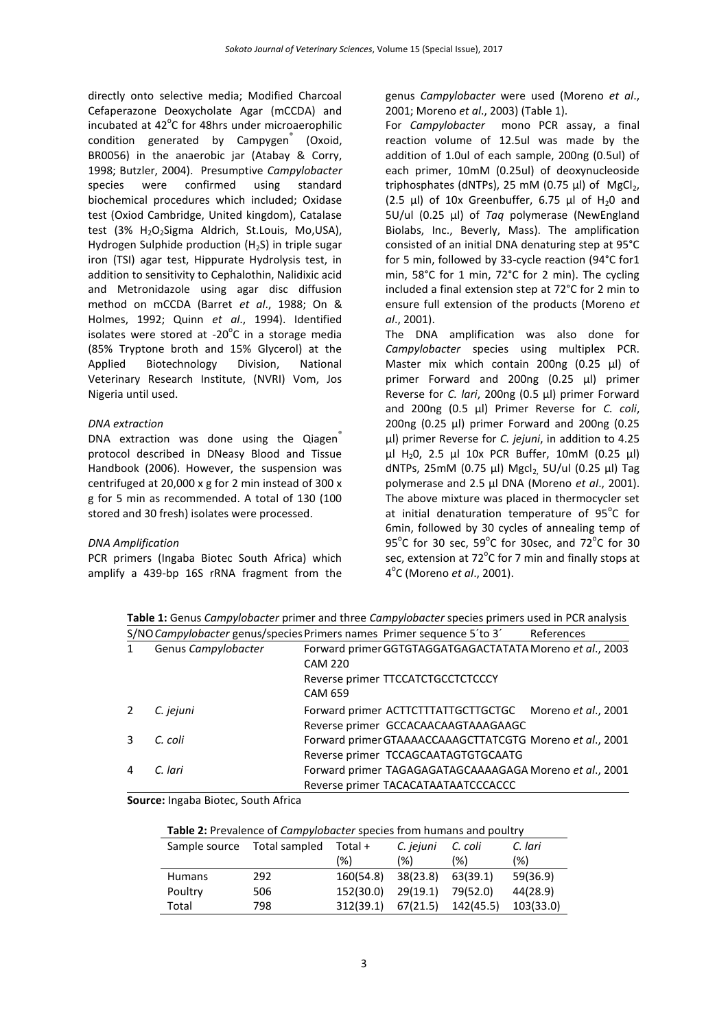directly onto selective media; Modified Charcoal Cefaperazone Deoxycholate Agar (mCCDA) and incubated at 42°C for 48hrs under microaerophilic condition generated by Campygen® (Oxoid, BR0056) in the anaerobic jar (Atabay & Corry, 1998; Butzler, 2004). Presumptive *Campylobacter* species were confirmed using standard biochemical procedures which included; Oxidase test (Oxiod Cambridge, United kingdom), Catalase test (3% $H_2O_2$Sigma Aldrich, St.Louis, Mo,USA), Hydrogen Sulphide production ($H_2S$) in triple sugar iron (TSI) agar test, Hippurate Hydrolysis test, in addition to sensitivity to Cephalothin, Nalidixic acid and Metronidazole using agar disc diffusion method on mCCDA (Barret *et al*., 1988; On & Holmes, 1992; Quinn *et al*., 1994). Identified isolates were stored at -20°C in a storage media (85% Tryptone broth and 15% Glycerol) at the Applied Biotechnology Division, National Veterinary Research Institute, (NVRI) Vom, Jos Nigeria until used.

*DNA extraction*

DNA extraction was done using the Qiagen® protocol described in DNeasy Blood and Tissue Handbook (2006). However, the suspension was centrifuged at 20,000 x g for 2 min instead of 300 x g for 5 min as recommended. A total of 130 (100 stored and 30 fresh) isolates were processed.

*DNA Amplification*

PCR primers (Ingaba Biotec South Africa) which amplify a 439-bp 16S rRNA fragment from the genus *Campylobacter* were used (Moreno *et al*., 2001; Moreno *et al*., 2003) (Table 1).

For *Campylobacter* mono PCR assay, a final reaction volume of 12.5ul was made by the addition of 1.0ul of each sample, 200ng (0.5ul) of each primer, 10mM (0.25ul) of deoxynucleoside triphosphates (dNTPs), 25 mM (0.75 µl) of $MgCl_2$, (2.5 µl) of 10x Greenbuffer, 6.75 µl of $H_20$ and 5U/ul (0.25 µl) of *Taq* polymerase (NewEngland Biolabs, Inc., Beverly, Mass). The amplification consisted of an initial DNA denaturing step at 95°C for 5 min, followed by 33-cycle reaction (94°C for1 min, 58°C for 1 min, 72°C for 2 min). The cycling included a final extension step at 72°C for 2 min to ensure full extension of the products (Moreno *et al*., 2001).

The DNA amplification was also done for *Campylobacter* species using multiplex PCR. Master mix which contain 200ng (0.25 µl) of primer Forward and 200ng (0.25 µl) primer Reverse for *C. lari*, 200ng (0.5 µl) primer Forward and 200ng (0.5 µl) Primer Reverse for *C. coli*, 200ng (0.25 µl) primer Forward and 200ng (0.25 µl) primer Reverse for *C. jejuni*, in addition to 4.25 µl $H_20$, 2.5 µl 10x PCR Buffer, 10mM (0.25 µl) dNTPs, 25mM (0.75 µl) $Mgcl_2$, 5U/ul (0.25 µl) Tag polymerase and 2.5 µl DNA (Moreno *et al*., 2001). The above mixture was placed in thermocycler set at initial denaturation temperature of 95°C for 6min, followed by 30 cycles of annealing temp of 95°C for 30 sec, 59°C for 30sec, and 72°C for 30 sec, extension at 72°C for 7 min and finally stops at 4°C (Moreno *et al*., 2001).

**Table 1:** Genus *Campylobacter* primer and three *Campylobacter* species primers used in PCR analysis

| S/NO | *Campylobacter* genus/species | Primers names | Primer sequence 5´to 3´ | References |
|---|---|---|---|---|
| 1 | Genus *Campylobacter* | Forward primer CAM 220 | GGTGTAGGATGAGACTATATA | Moreno *et al*., 2003 |
| | | Reverse primer CAM 659 | TTCCATCTGCCTCTCCCY | |
| 2 | *C. jejuni* | Forward primer | ACTTCTTTATTGCTTGCTGC | Moreno *et al*., 2001 |
| | | Reverse primer | GCCACAACAAGTAAAGAAGC | |
| 3 | *C. coli* | Forward primer | GTAAAACCAAAGCTTATCGTG | Moreno *et al*., 2001 |
| | | Reverse primer | TCCAGCAATAGTGTGCAATG | |
| 4 | *C. lari* | Forward primer | TAGAGAGATAGCAAAAGAGA | Moreno *et al*., 2001 |
| | | Reverse primer | TACACATAATAATCCCACCC | |

**Source:** Ingaba Biotec, South Africa

**Table 2:** Prevalence of *Campylobacter* species from humans and poultry

| Sample source | Total sampled | Total + (%) | *C. jejuni* (%) | *C. coli* (%) | *C. lari* (%) |
|---|---|---|---|---|---|
| Humans | 292 | 160(54.8) | 38(23.8) | 63(39.1) | 59(36.9) |
| Poultry | 506 | 152(30.0) | 29(19.1) | 79(52.0) | 44(28.9) |
| Total | 798 | 312(39.1) | 67(21.5) | 142(45.5) | 103(33.0) |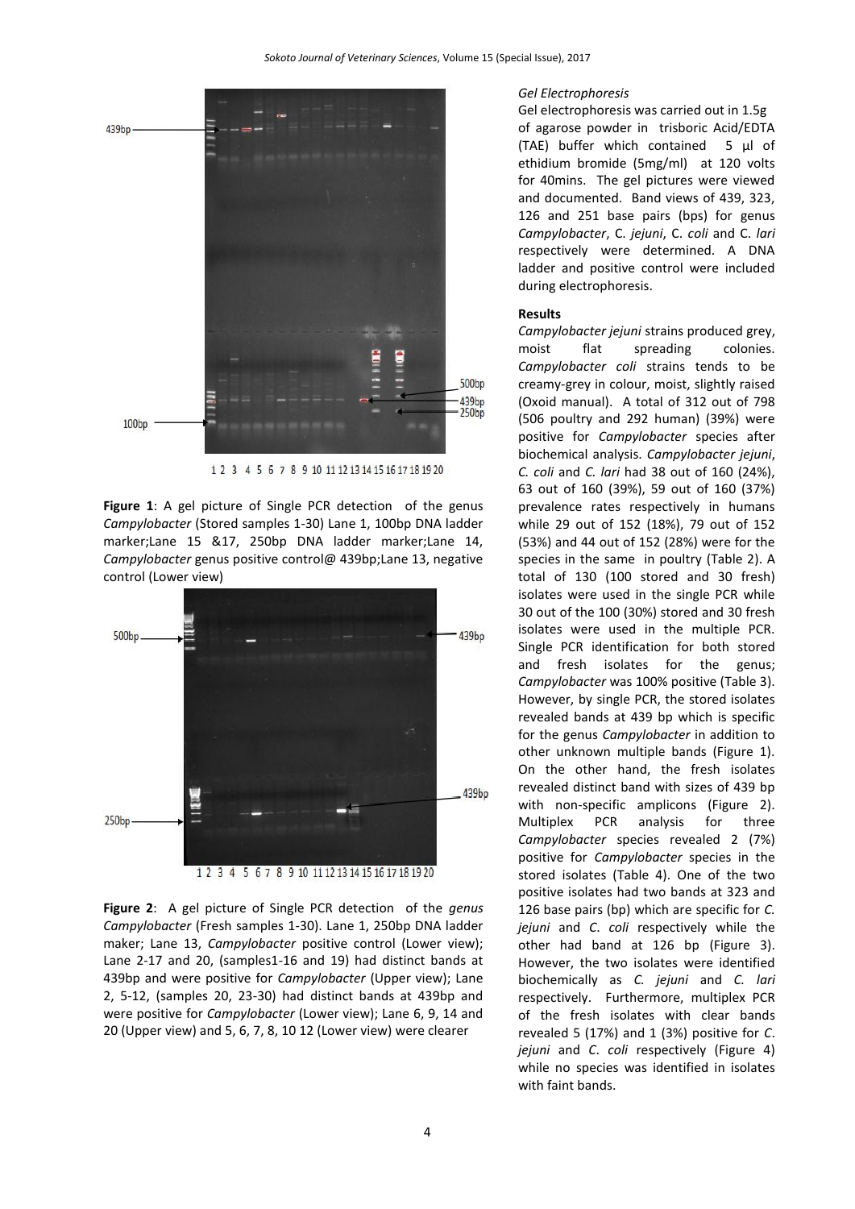**Figure 1**: A gel picture of Single PCR detection of the genus *Campylobacter* (Stored samples 1-30) Lane 1, 100bp DNA ladder marker;Lane 15 &17, 250bp DNA ladder marker;Lane 14, *Campylobacter* genus positive control@ 439bp;Lane 13, negative control (Lower view)

**Figure 2**: A gel picture of Single PCR detection of the *genus Campylobacter* (Fresh samples 1-30). Lane 1, 250bp DNA ladder maker; Lane 13, *Campylobacter* positive control (Lower view); Lane 2-17 and 20, (samples1-16 and 19) had distinct bands at 439bp and were positive for *Campylobacter* (Upper view); Lane 2, 5-12, (samples 20, 23-30) had distinct bands at 439bp and were positive for *Campylobacter* (Lower view); Lane 6, 9, 14 and 20 (Upper view) and 5, 6, 7, 8, 10 12 (Lower view) were clearer

*Gel Electrophoresis*

Gel electrophoresis was carried out in 1.5g of agarose powder in trisboric Acid/EDTA (TAE) buffer which contained 5 µl of ethidium bromide (5mg/ml) at 120 volts for 40mins. The gel pictures were viewed and documented. Band views of 439, 323, 126 and 251 base pairs (bps) for genus *Campylobacter*, C. *jejuni*, C. *coli* and C. *lari* respectively were determined. A DNA ladder and positive control were included during electrophoresis.

**Results**

*Campylobacter jejuni* strains produced grey, moist flat spreading colonies. *Campylobacter coli* strains tends to be creamy-grey in colour, moist, slightly raised (Oxoid manual). A total of 312 out of 798 (506 poultry and 292 human) (39%) were positive for *Campylobacter* species after biochemical analysis. *Campylobacter jejuni*, *C. coli* and *C. lari* had 38 out of 160 (24%), 63 out of 160 (39%), 59 out of 160 (37%) prevalence rates respectively in humans while 29 out of 152 (18%), 79 out of 152 (53%) and 44 out of 152 (28%) were for the species in the same in poultry (Table 2). A total of 130 (100 stored and 30 fresh) isolates were used in the single PCR while 30 out of the 100 (30%) stored and 30 fresh isolates were used in the multiple PCR. Single PCR identification for both stored and fresh isolates for the genus; *Campylobacter* was 100% positive (Table 3). However, by single PCR, the stored isolates revealed bands at 439 bp which is specific for the genus *Campylobacter* in addition to other unknown multiple bands (Figure 1). On the other hand, the fresh isolates revealed distinct band with sizes of 439 bp with non-specific amplicons (Figure 2). Multiplex PCR analysis for three *Campylobacter* species revealed 2 (7%) positive for *Campylobacter* species in the stored isolates (Table 4). One of the two positive isolates had two bands at 323 and 126 base pairs (bp) which are specific for *C. jejuni* and *C. coli* respectively while the other had band at 126 bp (Figure 3). However, the two isolates were identified biochemically as *C. jejuni* and *C. lari* respectively. Furthermore, multiplex PCR of the fresh isolates with clear bands revealed 5 (17%) and 1 (3%) positive for *C. jejuni* and *C. coli* respectively (Figure 4) while no species was identified in isolates with faint bands.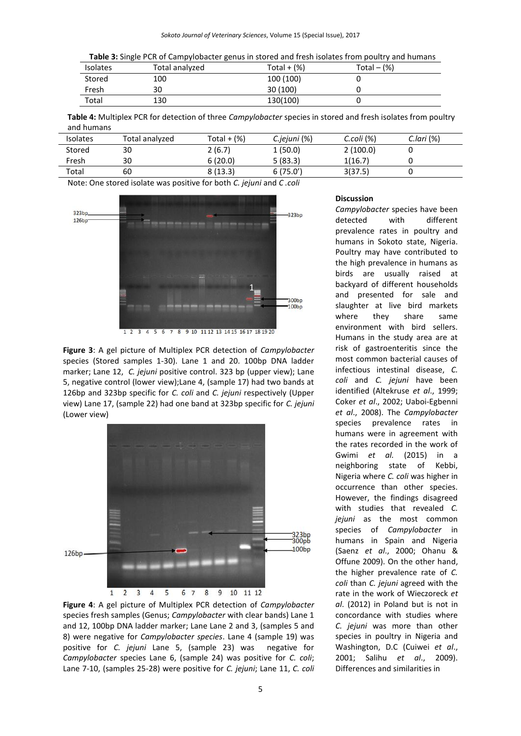**Table 3:** Single PCR of Campylobacter genus in stored and fresh isolates from poultry and humans

| Isolates | Total analyzed | Total + (%) | Total – (%) |
|---|---|---|---|
| Stored | 100 | 100 (100) | 0 |
| Fresh | 30 | 30 (100) | 0 |
| Total | 130 | 130(100) | 0 |

**Table 4:** Multiplex PCR for detection of three *Campylobacter* species in stored and fresh isolates from poultry and humans

| Isolates | Total analyzed | Total + (%) | *C.jejuni* (%) | *C.coli* (%) | *C.lari* (%) |
|---|---|---|---|---|---|
| Stored | 30 | 2 (6.7) | 1 (50.0) | 2 (100.0) | 0 |
| Fresh | 30 | 6 (20.0) | 5 (83.3) | 1(16.7) | 0 |
| Total | 60 | 8 (13.3) | 6 (75.0') | 3(37.5) | 0 |

Note: One stored isolate was positive for both *C. jejuni* and *C .coli*

**Figure 3**: A gel picture of Multiplex PCR detection of *Campylobacter* species (Stored samples 1-30). Lane 1 and 20. 100bp DNA ladder marker; Lane 12, *C. jejuni* positive control. 323 bp (upper view); Lane 5, negative control (lower view);Lane 4, (sample 17) had two bands at 126bp and 323bp specific for *C. coli* and *C. jejuni* respectively (Upper view) Lane 17, (sample 22) had one band at 323bp specific for *C. jejuni* (Lower view)

**Figure 4**: A gel picture of Multiplex PCR detection of *Campylobacter* species fresh samples (Genus; *Campylobacter* with clear bands) Lane 1 and 12, 100bp DNA ladder marker; Lane Lane 2 and 3, (samples 5 and 8) were negative for *Campylobacter species*. Lane 4 (sample 19) was positive for *C. jejuni* Lane 5, (sample 23) was negative for *Campylobacter* species Lane 6, (sample 24) was positive for *C. coli*; Lane 7-10, (samples 25-28) were positive for *C. jejuni*; Lane 11, *C. coli*

## Discussion

*Campylobacter* species have been detected with different prevalence rates in poultry and humans in Sokoto state, Nigeria. Poultry may have contributed to the high prevalence in humans as birds are usually raised at backyard of different households and presented for sale and slaughter at live bird markets where they share same environment with bird sellers. Humans in the study area are at risk of gastroenteritis since the most common bacterial causes of infectious intestinal disease, *C. coli* and *C. jejuni* have been identified (Altekruse *et al*., 1999; Coker *et al*., 2002; Uaboi-Egbenni *et al*., 2008). The *Campylobacter* species prevalence rates in humans were in agreement with the rates recorded in the work of Gwimi *et al.* (2015) in a neighboring state of Kebbi, Nigeria where *C. coli* was higher in occurrence than other species. However, the findings disagreed with studies that revealed *C. jejuni* as the most common species of *Campylobacter* in humans in Spain and Nigeria (Saenz *et al*., 2000; Ohanu & Offune 2009). On the other hand, the higher prevalence rate of *C. coli* than *C. jejuni* agreed with the rate in the work of Wieczoreck *et al*. (2012) in Poland but is not in concordance with studies where *C. jejuni* was more than other species in poultry in Nigeria and Washington, D.C (Cuiwei *et al*., 2001; Salihu *et al*., 2009). Differences and similarities in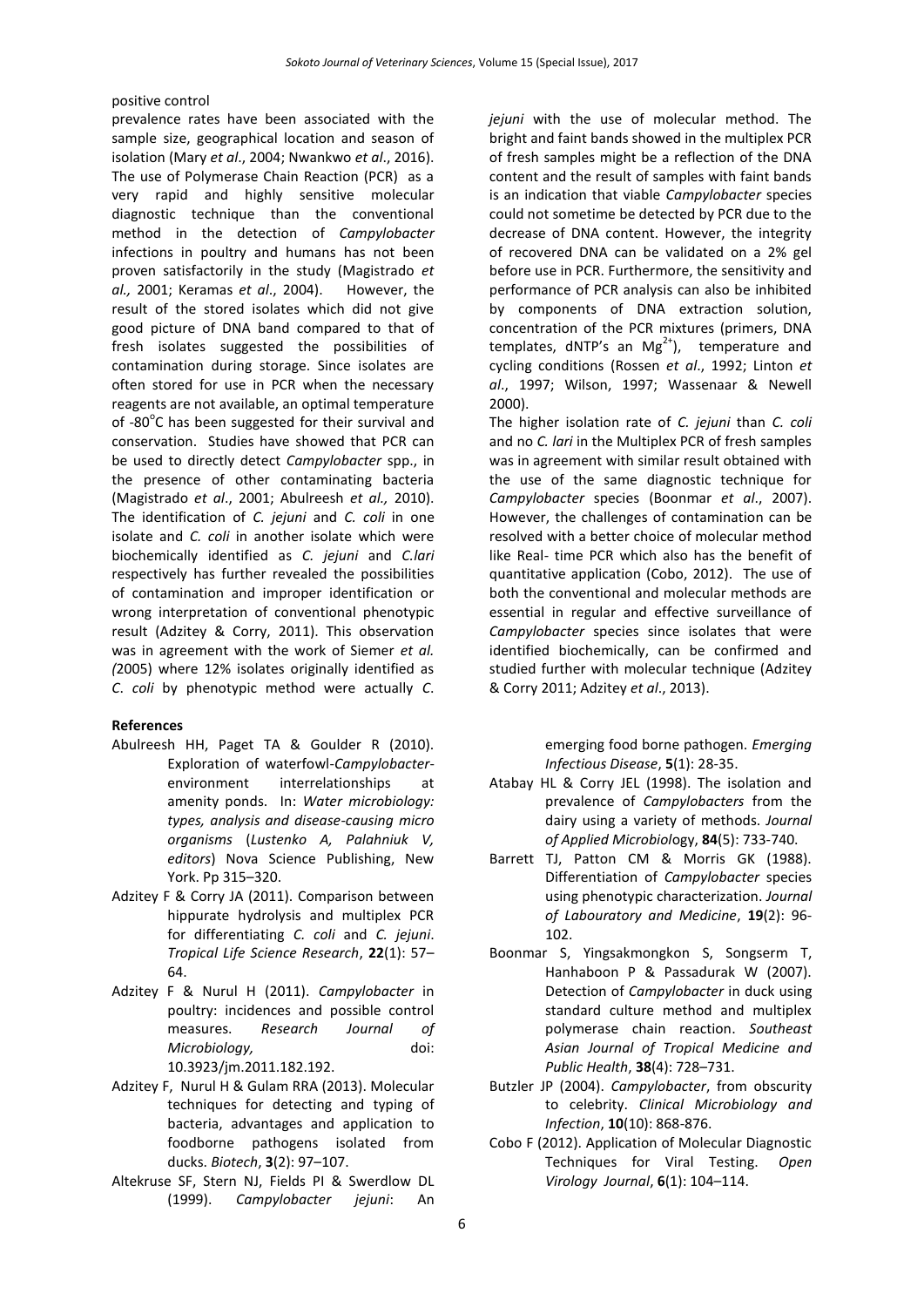positive control

prevalence rates have been associated with the sample size, geographical location and season of isolation (Mary *et al*., 2004; Nwankwo *et al*., 2016). The use of Polymerase Chain Reaction (PCR) as a very rapid and highly sensitive molecular diagnostic technique than the conventional method in the detection of *Campylobacter* infections in poultry and humans has not been proven satisfactorily in the study (Magistrado *et al.,* 2001; Keramas *et al*., 2004). However, the result of the stored isolates which did not give good picture of DNA band compared to that of fresh isolates suggested the possibilities of contamination during storage. Since isolates are often stored for use in PCR when the necessary reagents are not available, an optimal temperature of -80°C has been suggested for their survival and conservation. Studies have showed that PCR can be used to directly detect *Campylobacter* spp., in the presence of other contaminating bacteria (Magistrado *et al*., 2001; Abulreesh *et al.,* 2010). The identification of *C. jejuni* and *C. coli* in one isolate and *C. coli* in another isolate which were biochemically identified as *C. jejuni* and *C.lari* respectively has further revealed the possibilities of contamination and improper identification or wrong interpretation of conventional phenotypic result (Adzitey & Corry, 2011). This observation was in agreement with the work of Siemer *et al. (*2005) where 12% isolates originally identified as *C. coli* by phenotypic method were actually *C. jejuni* with the use of molecular method. The bright and faint bands showed in the multiplex PCR of fresh samples might be a reflection of the DNA content and the result of samples with faint bands is an indication that viable *Campylobacter* species could not sometime be detected by PCR due to the decrease of DNA content. However, the integrity of recovered DNA can be validated on a 2% gel before use in PCR. Furthermore, the sensitivity and performance of PCR analysis can also be inhibited by components of DNA extraction solution, concentration of the PCR mixtures (primers, DNA templates, dNTP's an $Mg^{2+}$), temperature and cycling conditions (Rossen *et al*., 1992; Linton *et al*., 1997; Wilson, 1997; Wassenaar & Newell 2000).

The higher isolation rate of *C. jejuni* than *C. coli* and no *C. lari* in the Multiplex PCR of fresh samples was in agreement with similar result obtained with the use of the same diagnostic technique for *Campylobacter* species (Boonmar *et al*., 2007). However, the challenges of contamination can be resolved with a better choice of molecular method like Real- time PCR which also has the benefit of quantitative application (Cobo, 2012). The use of both the conventional and molecular methods are essential in regular and effective surveillance of *Campylobacter* species since isolates that were identified biochemically, can be confirmed and studied further with molecular technique (Adzitey & Corry 2011; Adzitey *et al*., 2013).

**References**

Abulreesh HH, Paget TA & Goulder R (2010). Exploration of waterfowl-*Campylobacter*-environment interrelationships at amenity ponds. In: *Water microbiology: types, analysis and disease-causing micro organisms* (*Lustenko A, Palahniuk V, editors*) Nova Science Publishing, New York. Pp 315–320.

Adzitey F & Corry JA (2011). Comparison between hippurate hydrolysis and multiplex PCR for differentiating *C. coli* and *C. jejuni*. *Tropical Life Science Research*, **22**(1): 57–64.

Adzitey F & Nurul H (2011). *Campylobacter* in poultry: incidences and possible control measures. *Research Journal of Microbiology,* doi: 10.3923/jm.2011.182.192.

Adzitey F, Nurul H & Gulam RRA (2013). Molecular techniques for detecting and typing of bacteria, advantages and application to foodborne pathogens isolated from ducks. *Biotech*, **3**(2): 97–107.

Altekruse SF, Stern NJ, Fields PI & Swerdlow DL (1999). *Campylobacter jejuni*: An emerging food borne pathogen. *Emerging Infectious Disease*, **5**(1): 28-35.

Atabay HL & Corry JEL (1998). The isolation and prevalence of *Campylobacters* from the dairy using a variety of methods. *Journal of Applied Microbiol*ogy, **84**(5): 733-740.

Barrett TJ, Patton CM & Morris GK (1988). Differentiation of *Campylobacter* species using phenotypic characterization. *Journal of Labouratory and Medicine*, **19**(2): 96-102.

Boonmar S, Yingsakmongkon S, Songserm T, Hanhaboon P & Passadurak W (2007). Detection of *Campylobacter* in duck using standard culture method and multiplex polymerase chain reaction. *Southeast Asian Journal of Tropical Medicine and Public Health*, **38**(4): 728–731.

Butzler JP (2004). *Campylobacter*, from obscurity to celebrity. *Clinical Microbiology and Infection*, **10**(10): 868-876.

Cobo F (2012). Application of Molecular Diagnostic Techniques for Viral Testing. *Open Virology Journal*, **6**(1): 104–114.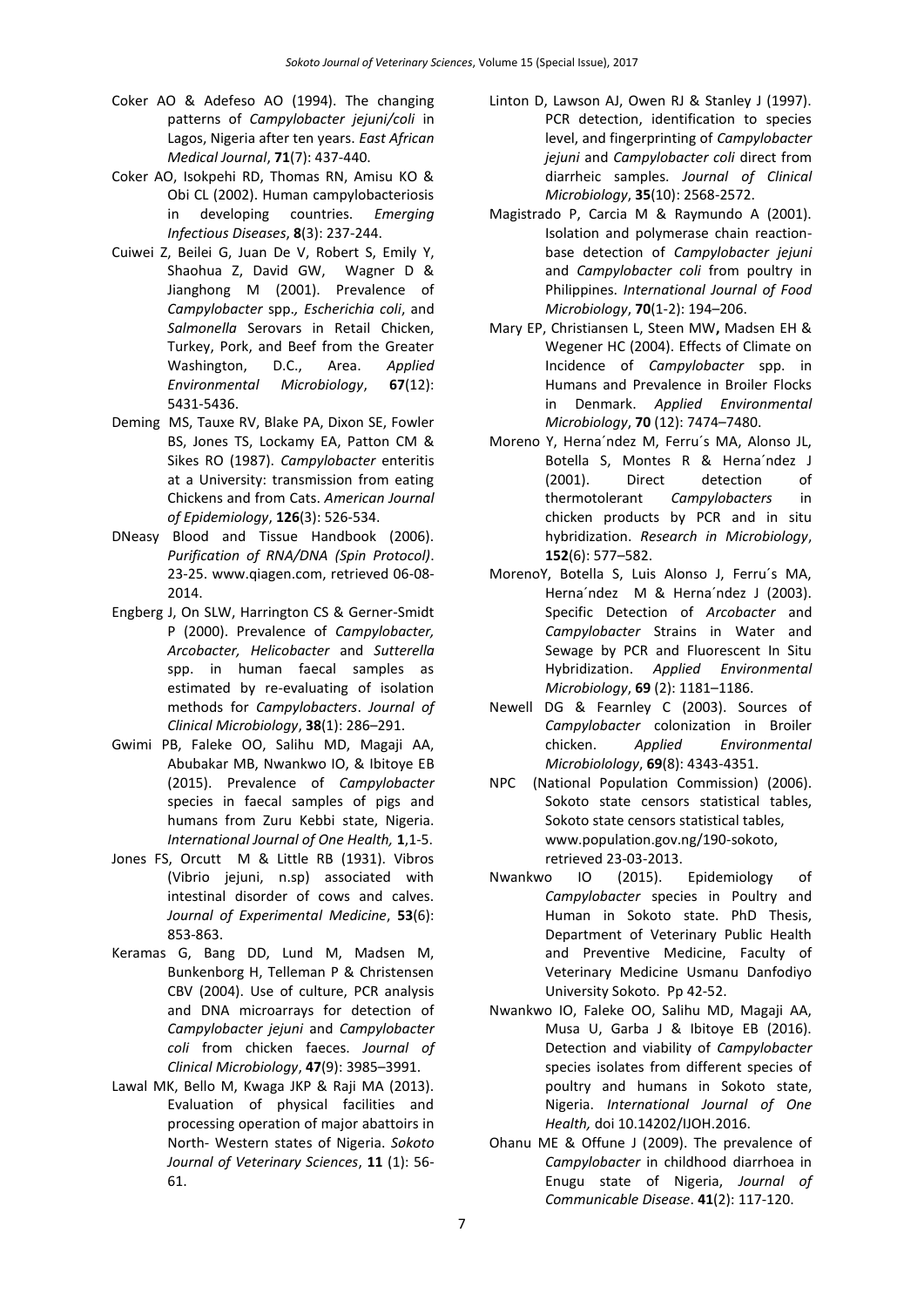Coker AO & Adefeso AO (1994). The changing patterns of *Campylobacter jejuni/coli* in Lagos, Nigeria after ten years. *East African Medical Journal*, **71**(7): 437-440.

Coker AO, Isokpehi RD, Thomas RN, Amisu KO & Obi CL (2002). Human campylobacteriosis in developing countries. *Emerging Infectious Diseases*, **8**(3): 237-244.

Cuiwei Z, Beilei G, Juan De V, Robert S, Emily Y, Shaohua Z, David GW, Wagner D & Jianghong M (2001). Prevalence of *Campylobacter* spp.*, Escherichia coli*, and *Salmonella* Serovars in Retail Chicken, Turkey, Pork, and Beef from the Greater Washington, D.C., Area. *Applied Environmental Microbiology*, **67**(12): 5431-5436.

Deming MS, Tauxe RV, Blake PA, Dixon SE, Fowler BS, Jones TS, Lockamy EA, Patton CM & Sikes RO (1987). *Campylobacter* enteritis at a University: transmission from eating Chickens and from Cats. *American Journal of Epidemiology*, **126**(3): 526-534.

DNeasy Blood and Tissue Handbook (2006). *Purification of RNA/DNA (Spin Protocol)*. 23-25. www.qiagen.com, retrieved 06-08-2014.

Engberg J, On SLW, Harrington CS & Gerner-Smidt P (2000). Prevalence of *Campylobacter, Arcobacter, Helicobacter* and *Sutterella* spp. in human faecal samples as estimated by re-evaluating of isolation methods for *Campylobacters*. *Journal of Clinical Microbiology*, **38**(1): 286–291.

Gwimi PB, Faleke OO, Salihu MD, Magaji AA, Abubakar MB, Nwankwo IO, & Ibitoye EB (2015). Prevalence of *Campylobacter* species in faecal samples of pigs and humans from Zuru Kebbi state, Nigeria. *International Journal of One Health,* **1**,1-5.

Jones FS, Orcutt M & Little RB (1931). Vibros (Vibrio jejuni, n.sp) associated with intestinal disorder of cows and calves. *Journal of Experimental Medicine*, **53**(6): 853-863.

Keramas G, Bang DD, Lund M, Madsen M, Bunkenborg H, Telleman P & Christensen CBV (2004). Use of culture, PCR analysis and DNA microarrays for detection of *Campylobacter jejuni* and *Campylobacter coli* from chicken faeces. *Journal of Clinical Microbiology*, **47**(9): 3985–3991.

Lawal MK, Bello M, Kwaga JKP & Raji MA (2013). Evaluation of physical facilities and processing operation of major abattoirs in North- Western states of Nigeria. *Sokoto Journal of Veterinary Sciences*, **11** (1): 56-61.

Linton D, Lawson AJ, Owen RJ & Stanley J (1997). PCR detection, identification to species level, and fingerprinting of *Campylobacter jejuni* and *Campylobacter coli* direct from diarrheic samples. *Journal of Clinical Microbiology*, **35**(10): 2568-2572.

Magistrado P, Carcia M & Raymundo A (2001). Isolation and polymerase chain reaction-base detection of *Campylobacter jejuni* and *Campylobacter coli* from poultry in Philippines. *International Journal of Food Microbiology*, **70**(1-2): 194–206.

Mary EP, Christiansen L, Steen MW**,** Madsen EH & Wegener HC (2004). Effects of Climate on Incidence of *Campylobacter* spp. in Humans and Prevalence in Broiler Flocks in Denmark. *Applied Environmental Microbiology*, **70** (12): 7474–7480.

Moreno Y, Herna´ndez M, Ferru´s MA, Alonso JL, Botella S, Montes R & Herna´ndez J (2001). Direct detection of thermotolerant *Campylobacters* in chicken products by PCR and in situ hybridization. *Research in Microbiology*, **152**(6): 577–582.

MorenoY, Botella S, Luis Alonso J, Ferru´s MA, Herna´ndez M & Herna´ndez J (2003). Specific Detection of *Arcobacter* and *Campylobacter* Strains in Water and Sewage by PCR and Fluorescent In Situ Hybridization. *Applied Environmental Microbiology*, **69** (2): 1181–1186.

Newell DG & Fearnley C (2003). Sources of *Campylobacter* colonization in Broiler chicken. *Applied Environmental Microbiolology*, **69**(8): 4343-4351.

NPC (National Population Commission) (2006). Sokoto state censors statistical tables, Sokoto state censors statistical tables, www.population.gov.ng/190-sokoto, retrieved 23-03-2013.

Nwankwo IO (2015). Epidemiology of *Campylobacter* species in Poultry and Human in Sokoto state. PhD Thesis, Department of Veterinary Public Health and Preventive Medicine, Faculty of Veterinary Medicine Usmanu Danfodiyo University Sokoto. Pp 42-52.

Nwankwo IO, Faleke OO, Salihu MD, Magaji AA, Musa U, Garba J & Ibitoye EB (2016). Detection and viability of *Campylobacter* species isolates from different species of poultry and humans in Sokoto state, Nigeria. *International Journal of One Health,* doi 10.14202/IJOH.2016.

Ohanu ME & Offune J (2009). The prevalence of *Campylobacter* in childhood diarrhoea in Enugu state of Nigeria, *Journal of Communicable Disease*. **41**(2): 117-120.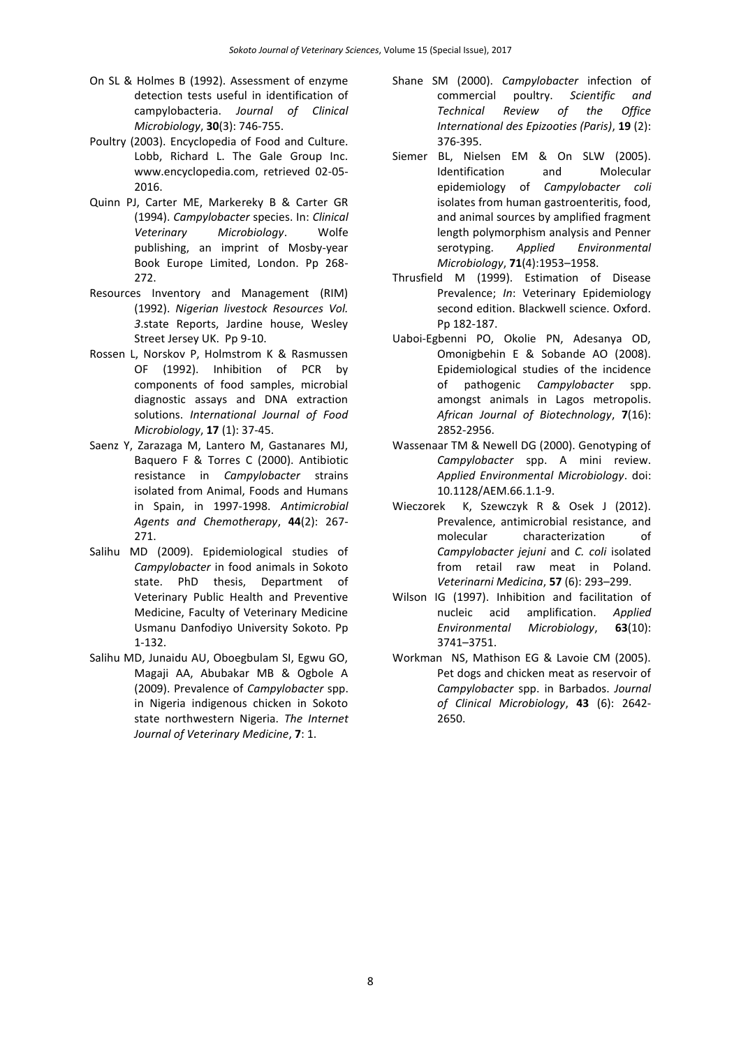On SL & Holmes B (1992). Assessment of enzyme detection tests useful in identification of campylobacteria. *Journal of Clinical Microbiology*, **30**(3): 746-755.

Poultry (2003). Encyclopedia of Food and Culture. Lobb, Richard L. The Gale Group Inc. www.encyclopedia.com, retrieved 02-05-2016.

Quinn PJ, Carter ME, Markereky B & Carter GR (1994). *Campylobacter* species. In: *Clinical Veterinary Microbiology*. Wolfe publishing, an imprint of Mosby-year Book Europe Limited, London. Pp 268-272.

Resources Inventory and Management (RIM) (1992). *Nigerian livestock Resources Vol. 3*.state Reports, Jardine house, Wesley Street Jersey UK. Pp 9-10.

Rossen L, Norskov P, Holmstrom K & Rasmussen OF (1992). Inhibition of PCR by components of food samples, microbial diagnostic assays and DNA extraction solutions. *International Journal of Food Microbiology*, **17** (1): 37-45.

Saenz Y, Zarazaga M, Lantero M, Gastanares MJ, Baquero F & Torres C (2000). Antibiotic resistance in *Campylobacter* strains isolated from Animal, Foods and Humans in Spain, in 1997-1998. *Antimicrobial Agents and Chemotherapy*, **44**(2): 267-271.

Salihu MD (2009). Epidemiological studies of *Campylobacter* in food animals in Sokoto state. PhD thesis, Department of Veterinary Public Health and Preventive Medicine, Faculty of Veterinary Medicine Usmanu Danfodiyo University Sokoto. Pp 1-132.

Salihu MD, Junaidu AU, Oboegbulam SI, Egwu GO, Magaji AA, Abubakar MB & Ogbole A (2009). Prevalence of *Campylobacter* spp. in Nigeria indigenous chicken in Sokoto state northwestern Nigeria. *The Internet Journal of Veterinary Medicine*, **7**: 1.

Shane SM (2000). *Campylobacter* infection of commercial poultry. *Scientific and Technical Review of the Office International des Epizooties (Paris)*, **19** (2): 376-395.

Siemer BL, Nielsen EM & On SLW (2005). Identification and Molecular epidemiology of *Campylobacter coli* isolates from human gastroenteritis, food, and animal sources by amplified fragment length polymorphism analysis and Penner serotyping. *Applied Environmental Microbiology*, **71**(4):1953–1958.

Thrusfield M (1999). Estimation of Disease Prevalence; *In*: Veterinary Epidemiology second edition. Blackwell science. Oxford. Pp 182-187.

Uaboi-Egbenni PO, Okolie PN, Adesanya OD, Omonigbehin E & Sobande AO (2008). Epidemiological studies of the incidence of pathogenic *Campylobacter* spp. amongst animals in Lagos metropolis. *African Journal of Biotechnology*, **7**(16): 2852-2956.

Wassenaar TM & Newell DG (2000). Genotyping of *Campylobacter* spp. A mini review. *Applied Environmental Microbiology*. doi: 10.1128/AEM.66.1.1-9.

Wieczorek K, Szewczyk R & Osek J (2012). Prevalence, antimicrobial resistance, and molecular characterization of *Campylobacter jejuni* and *C. coli* isolated from retail raw meat in Poland. *Veterinarni Medicina*, **57** (6): 293–299.

Wilson IG (1997). Inhibition and facilitation of nucleic acid amplification. *Applied Environmental Microbiology*, **63**(10): 3741–3751.

Workman NS, Mathison EG & Lavoie CM (2005). Pet dogs and chicken meat as reservoir of *Campylobacter* spp. in Barbados. *Journal of Clinical Microbiology*, **43** (6): 2642-2650.